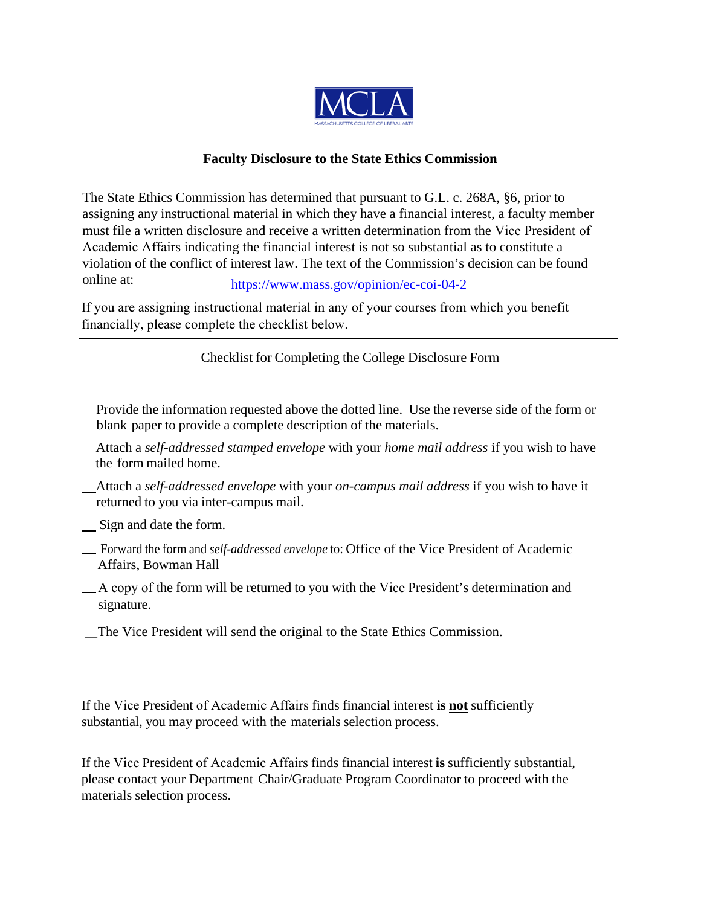MCLA

MASSACHUSETTS COLLEGE OF LIBERAL ARTS

## Faculty Disclosure to the State Ethics Commission

The State Ethics Commission has determined that pursuant to G.L. c. 268A, §6, prior to assigning any instructional material in which they have a financial interest, a faculty member must file a written disclosure and receive a written determination from the Vice President of Academic Affairs indicating the financial interest is not so substantial as to constitute a violation of the conflict of interest law. The text of the Commission's decision can be found online at: https://www.mass.gov/opinion/ec-coi-04-2

If you are assigning instructional material in any of your courses from which you benefit financially, please complete the checklist below.

---

Checklist for Completing the College Disclosure Form

__ Provide the information requested above the dotted line. Use the reverse side of the form or blank paper to provide a complete description of the materials.

__ Attach a *self-addressed stamped envelope* with your *home mail address* if you wish to have the form mailed home.

__ Attach a *self-addressed envelope* with your *on-campus mail address* if you wish to have it returned to you via inter-campus mail.

__ Sign and date the form.

__ Forward the form and *self-addressed envelope* to: Office of the Vice President of Academic Affairs, Bowman Hall

__ A copy of the form will be returned to you with the Vice President's determination and signature.

__ The Vice President will send the original to the State Ethics Commission.

If the Vice President of Academic Affairs finds financial interest **is not** sufficiently substantial, you may proceed with the materials selection process.

If the Vice President of Academic Affairs finds financial interest **is** sufficiently substantial, please contact your Department Chair/Graduate Program Coordinator to proceed with the materials selection process.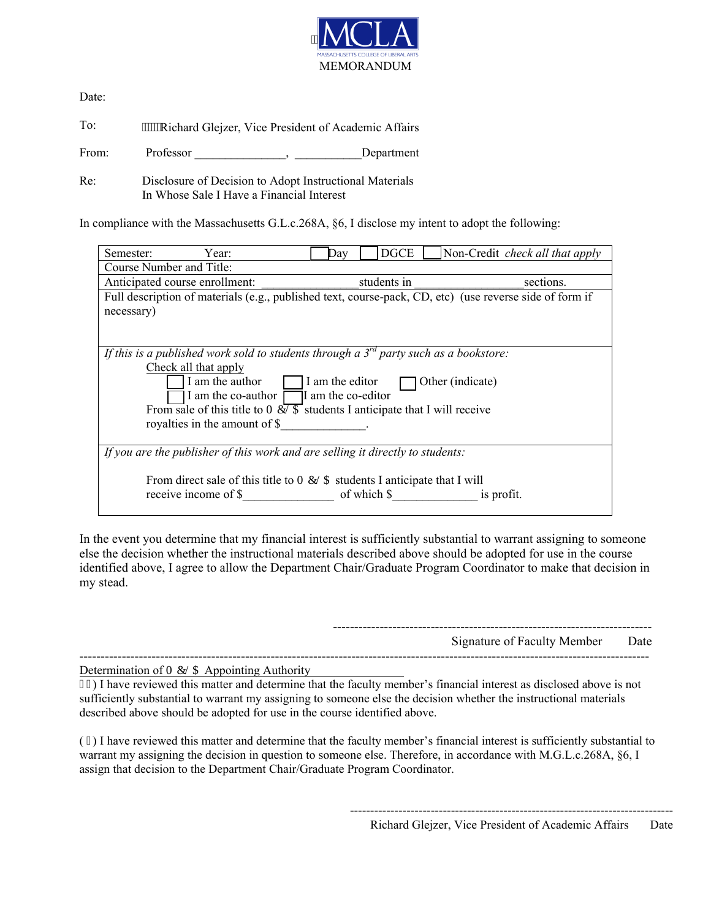MCLA

MASSACHUSETTS COLLEGE OF LIBERAL ARTS

MEMORANDUM

Date:

To: Richard Glejzer, Vice President of Academic Affairs

From: Professor _______________, ___________Department

Re: Disclosure of Decision to Adopt Instructional Materials In Whose Sale I Have a Financial Interest

In compliance with the Massachusetts G.L.c.268A, §6, I disclose my intent to adopt the following:

| |
|---|
| Semester: Year: ☐ Day ☐ DGCE ☐ Non-Credit *check all that apply* |
| Course Number and Title: |
| Anticipated course enrollment: _______________students in __________________sections. |
| Full description of materials (e.g., published text, course-pack, CD, etc) (use reverse side of form if necessary) |
| *If this is a published work sold to students through a 3rd party such as a bookstore:*<br>Check all that apply<br>☐ I am the author ☐ I am the editor ☐ Other (indicate)<br>☐ I am the co-author ☐ I am the co-editor<br>From sale of this title to 0 &/ $ students I anticipate that I will receive royalties in the amount of $______________. |
| *If you are the publisher of this work and are selling it directly to students:*<br>From direct sale of this title to 0 &/ $ students I anticipate that I will receive income of $_______________ of which $______________ is profit. |

In the event you determine that my financial interest is sufficiently substantial to warrant assigning to someone else the decision whether the instructional materials described above should be adopted for use in the course identified above, I agree to allow the Department Chair/Graduate Program Coordinator to make that decision in my stead.

---------------------------------------------------------------------------

Signature of Faculty Member Date

---

Determination of 0 &/ $ Appointing Authority

( ) I have reviewed this matter and determine that the faculty member's financial interest as disclosed above is not sufficiently substantial to warrant my assigning to someone else the decision whether the instructional materials described above should be adopted for use in the course identified above.

( ) I have reviewed this matter and determine that the faculty member's financial interest is sufficiently substantial to warrant my assigning the decision in question to someone else. Therefore, in accordance with M.G.L.c.268A, §6, I assign that decision to the Department Chair/Graduate Program Coordinator.

---------------------------------------------------------------------------

Richard Glejzer, Vice President of Academic Affairs Date